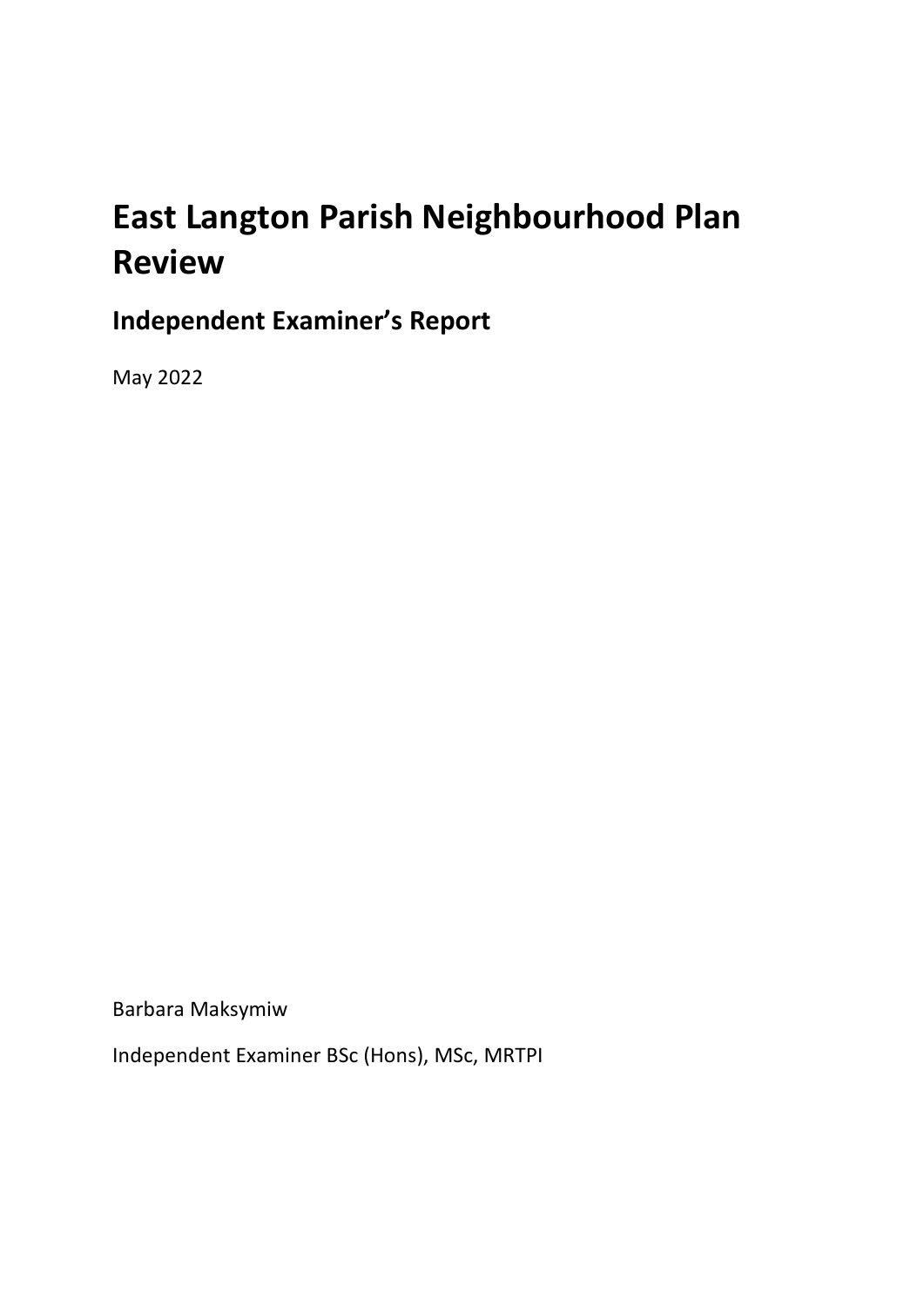# East Langton Parish Neighbourhood Plan Review

## Independent Examiner's Report

May 2022

Barbara Maksymiw

Independent Examiner BSc (Hons), MSc, MRTPI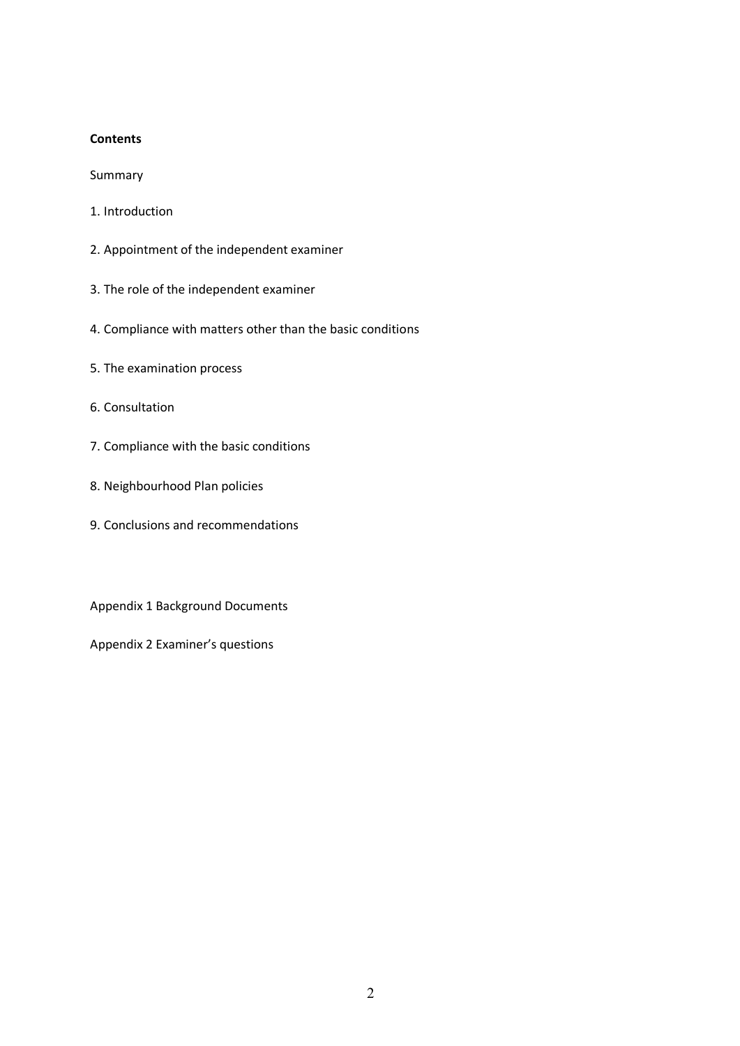**Contents**

Summary

1. Introduction

2. Appointment of the independent examiner

3. The role of the independent examiner

4. Compliance with matters other than the basic conditions

5. The examination process

6. Consultation

7. Compliance with the basic conditions

8. Neighbourhood Plan policies

9. Conclusions and recommendations

Appendix 1 Background Documents

Appendix 2 Examiner's questions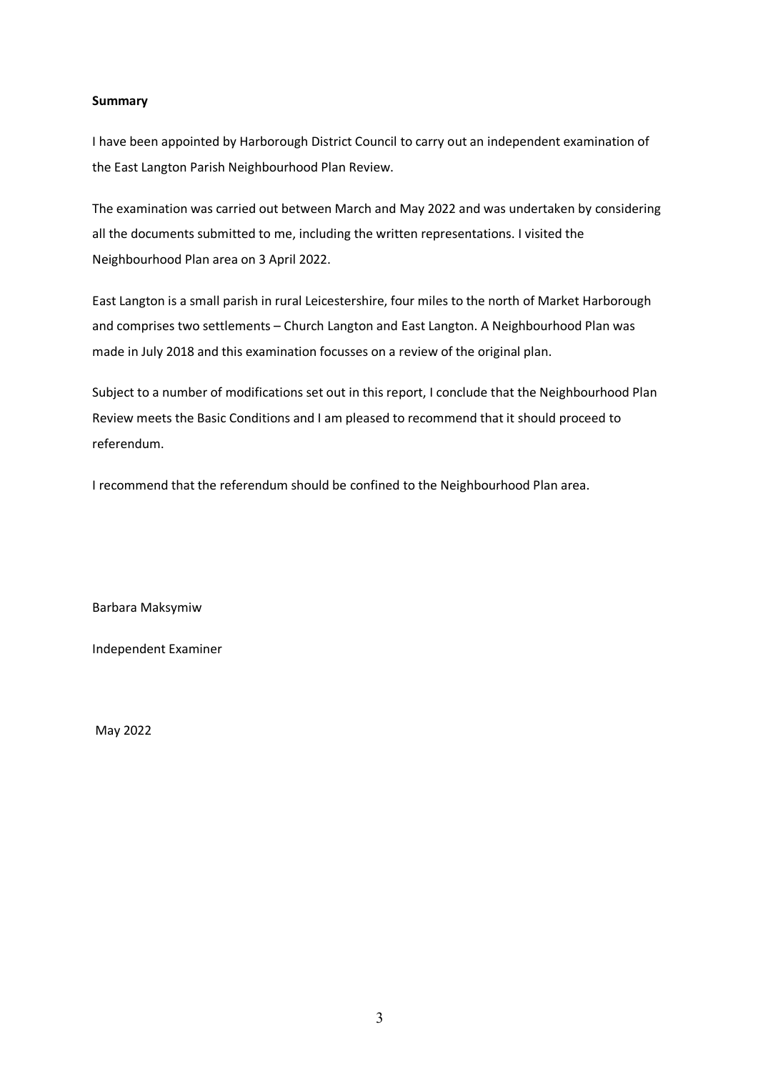**Summary**

I have been appointed by Harborough District Council to carry out an independent examination of the East Langton Parish Neighbourhood Plan Review.

The examination was carried out between March and May 2022 and was undertaken by considering all the documents submitted to me, including the written representations. I visited the Neighbourhood Plan area on 3 April 2022.

East Langton is a small parish in rural Leicestershire, four miles to the north of Market Harborough and comprises two settlements – Church Langton and East Langton. A Neighbourhood Plan was made in July 2018 and this examination focusses on a review of the original plan.

Subject to a number of modifications set out in this report, I conclude that the Neighbourhood Plan Review meets the Basic Conditions and I am pleased to recommend that it should proceed to referendum.

I recommend that the referendum should be confined to the Neighbourhood Plan area.

Barbara Maksymiw

Independent Examiner

May 2022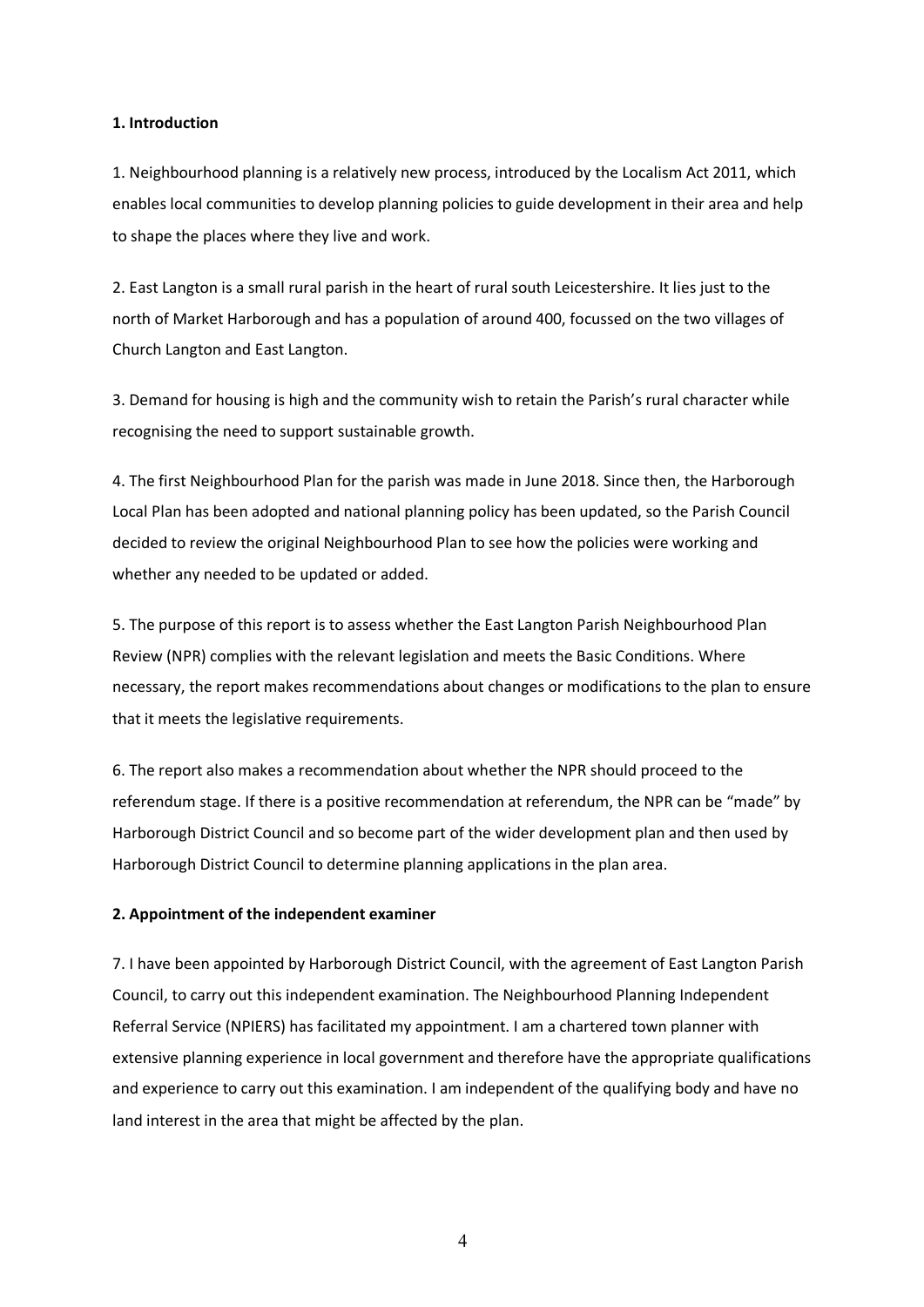## 1. Introduction

1. Neighbourhood planning is a relatively new process, introduced by the Localism Act 2011, which enables local communities to develop planning policies to guide development in their area and help to shape the places where they live and work.

2. East Langton is a small rural parish in the heart of rural south Leicestershire. It lies just to the north of Market Harborough and has a population of around 400, focussed on the two villages of Church Langton and East Langton.

3. Demand for housing is high and the community wish to retain the Parish's rural character while recognising the need to support sustainable growth.

4. The first Neighbourhood Plan for the parish was made in June 2018. Since then, the Harborough Local Plan has been adopted and national planning policy has been updated, so the Parish Council decided to review the original Neighbourhood Plan to see how the policies were working and whether any needed to be updated or added.

5. The purpose of this report is to assess whether the East Langton Parish Neighbourhood Plan Review (NPR) complies with the relevant legislation and meets the Basic Conditions. Where necessary, the report makes recommendations about changes or modifications to the plan to ensure that it meets the legislative requirements.

6. The report also makes a recommendation about whether the NPR should proceed to the referendum stage. If there is a positive recommendation at referendum, the NPR can be "made" by Harborough District Council and so become part of the wider development plan and then used by Harborough District Council to determine planning applications in the plan area.

## 2. Appointment of the independent examiner

7. I have been appointed by Harborough District Council, with the agreement of East Langton Parish Council, to carry out this independent examination. The Neighbourhood Planning Independent Referral Service (NPIERS) has facilitated my appointment. I am a chartered town planner with extensive planning experience in local government and therefore have the appropriate qualifications and experience to carry out this examination. I am independent of the qualifying body and have no land interest in the area that might be affected by the plan.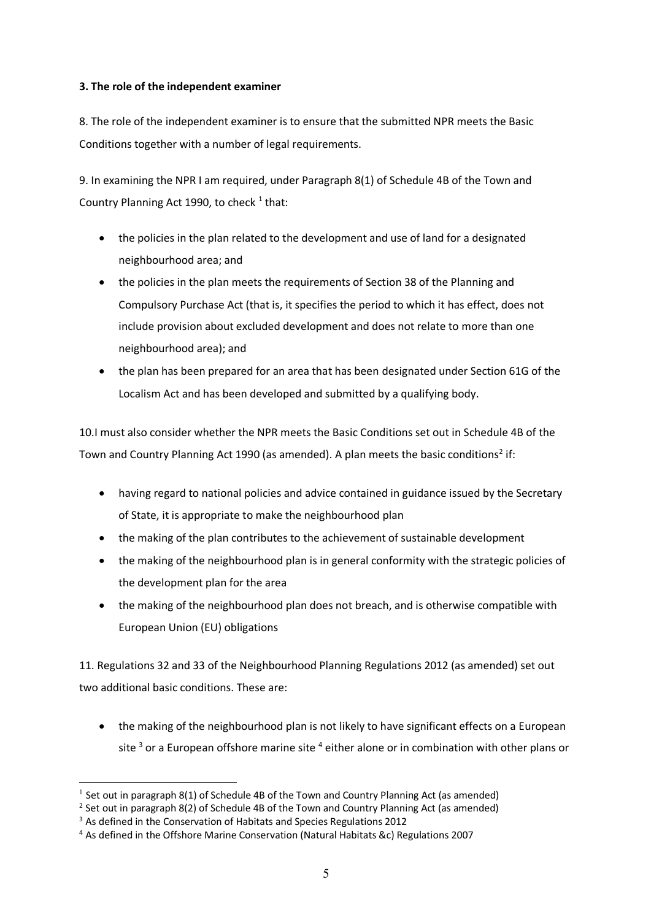**3. The role of the independent examiner**

8. The role of the independent examiner is to ensure that the submitted NPR meets the Basic Conditions together with a number of legal requirements.

9. In examining the NPR I am required, under Paragraph 8(1) of Schedule 4B of the Town and Country Planning Act 1990, to check [1] that:

- the policies in the plan related to the development and use of land for a designated neighbourhood area; and
- the policies in the plan meets the requirements of Section 38 of the Planning and Compulsory Purchase Act (that is, it specifies the period to which it has effect, does not include provision about excluded development and does not relate to more than one neighbourhood area); and
- the plan has been prepared for an area that has been designated under Section 61G of the Localism Act and has been developed and submitted by a qualifying body.

10.I must also consider whether the NPR meets the Basic Conditions set out in Schedule 4B of the Town and Country Planning Act 1990 (as amended). A plan meets the basic conditions[2] if:

- having regard to national policies and advice contained in guidance issued by the Secretary of State, it is appropriate to make the neighbourhood plan
- the making of the plan contributes to the achievement of sustainable development
- the making of the neighbourhood plan is in general conformity with the strategic policies of the development plan for the area
- the making of the neighbourhood plan does not breach, and is otherwise compatible with European Union (EU) obligations

11. Regulations 32 and 33 of the Neighbourhood Planning Regulations 2012 (as amended) set out two additional basic conditions. These are:

- the making of the neighbourhood plan is not likely to have significant effects on a European site [3] or a European offshore marine site [4] either alone or in combination with other plans or

---

[1] Set out in paragraph 8(1) of Schedule 4B of the Town and Country Planning Act (as amended)

[2] Set out in paragraph 8(2) of Schedule 4B of the Town and Country Planning Act (as amended)

[3] As defined in the Conservation of Habitats and Species Regulations 2012

[4] As defined in the Offshore Marine Conservation (Natural Habitats &c) Regulations 2007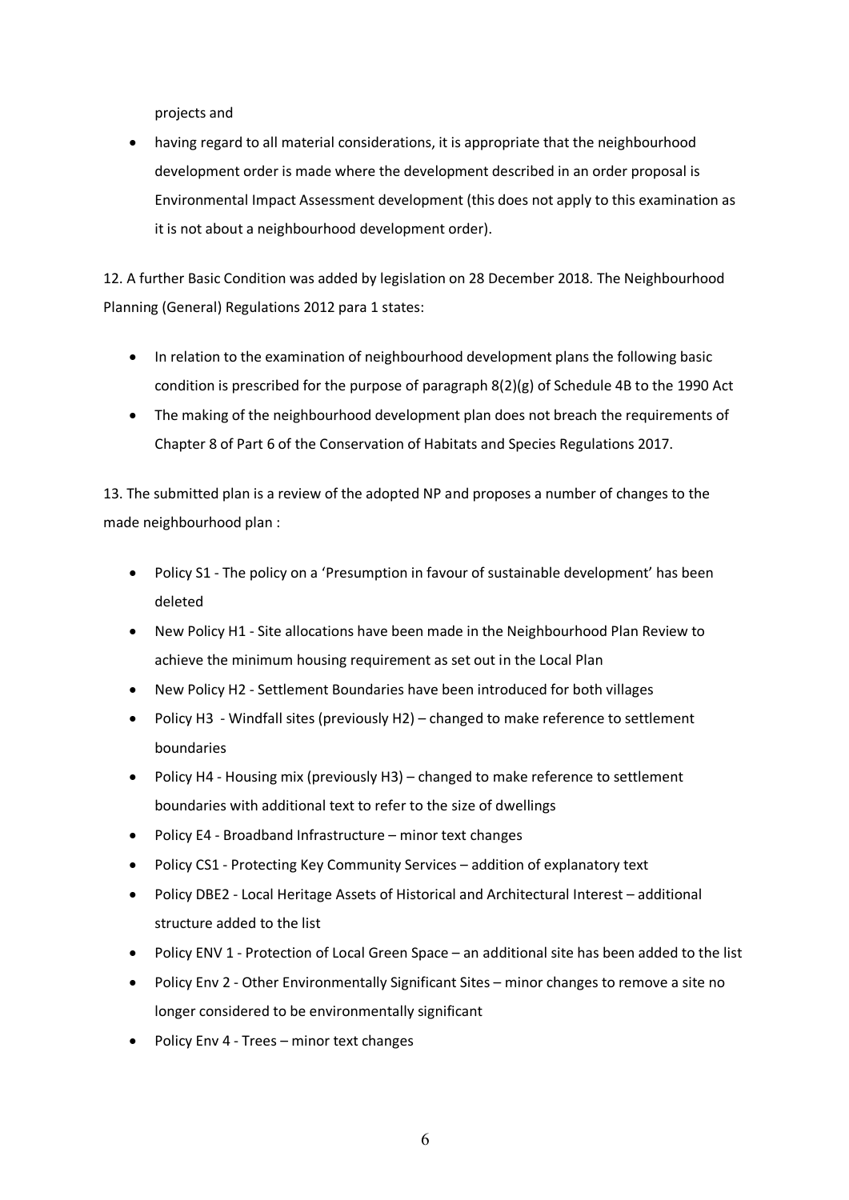projects and

- having regard to all material considerations, it is appropriate that the neighbourhood development order is made where the development described in an order proposal is Environmental Impact Assessment development (this does not apply to this examination as it is not about a neighbourhood development order).

12. A further Basic Condition was added by legislation on 28 December 2018. The Neighbourhood Planning (General) Regulations 2012 para 1 states:

- In relation to the examination of neighbourhood development plans the following basic condition is prescribed for the purpose of paragraph 8(2)(g) of Schedule 4B to the 1990 Act
- The making of the neighbourhood development plan does not breach the requirements of Chapter 8 of Part 6 of the Conservation of Habitats and Species Regulations 2017.

13. The submitted plan is a review of the adopted NP and proposes a number of changes to the made neighbourhood plan :

- Policy S1 - The policy on a 'Presumption in favour of sustainable development' has been deleted
- New Policy H1 - Site allocations have been made in the Neighbourhood Plan Review to achieve the minimum housing requirement as set out in the Local Plan
- New Policy H2 - Settlement Boundaries have been introduced for both villages
- Policy H3 - Windfall sites (previously H2) – changed to make reference to settlement boundaries
- Policy H4 - Housing mix (previously H3) – changed to make reference to settlement boundaries with additional text to refer to the size of dwellings
- Policy E4 - Broadband Infrastructure – minor text changes
- Policy CS1 - Protecting Key Community Services – addition of explanatory text
- Policy DBE2 - Local Heritage Assets of Historical and Architectural Interest – additional structure added to the list
- Policy ENV 1 - Protection of Local Green Space – an additional site has been added to the list
- Policy Env 2 - Other Environmentally Significant Sites – minor changes to remove a site no longer considered to be environmentally significant
- Policy Env 4 - Trees – minor text changes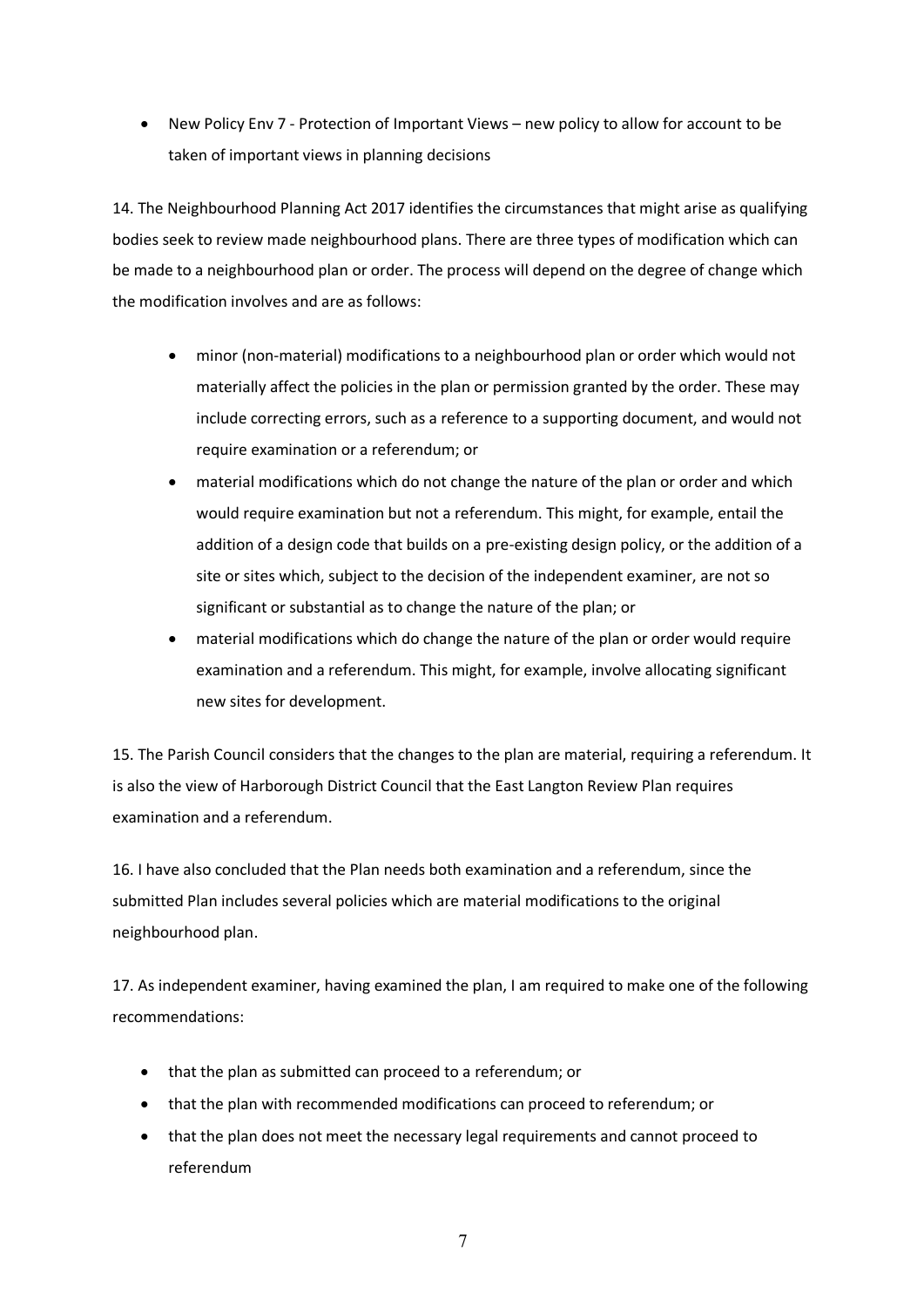- New Policy Env 7 - Protection of Important Views – new policy to allow for account to be taken of important views in planning decisions

14. The Neighbourhood Planning Act 2017 identifies the circumstances that might arise as qualifying bodies seek to review made neighbourhood plans. There are three types of modification which can be made to a neighbourhood plan or order. The process will depend on the degree of change which the modification involves and are as follows:

- minor (non-material) modifications to a neighbourhood plan or order which would not materially affect the policies in the plan or permission granted by the order. These may include correcting errors, such as a reference to a supporting document, and would not require examination or a referendum; or
- material modifications which do not change the nature of the plan or order and which would require examination but not a referendum. This might, for example, entail the addition of a design code that builds on a pre-existing design policy, or the addition of a site or sites which, subject to the decision of the independent examiner, are not so significant or substantial as to change the nature of the plan; or
- material modifications which do change the nature of the plan or order would require examination and a referendum. This might, for example, involve allocating significant new sites for development.

15. The Parish Council considers that the changes to the plan are material, requiring a referendum. It is also the view of Harborough District Council that the East Langton Review Plan requires examination and a referendum.

16. I have also concluded that the Plan needs both examination and a referendum, since the submitted Plan includes several policies which are material modifications to the original neighbourhood plan.

17. As independent examiner, having examined the plan, I am required to make one of the following recommendations:

- that the plan as submitted can proceed to a referendum; or
- that the plan with recommended modifications can proceed to referendum; or
- that the plan does not meet the necessary legal requirements and cannot proceed to referendum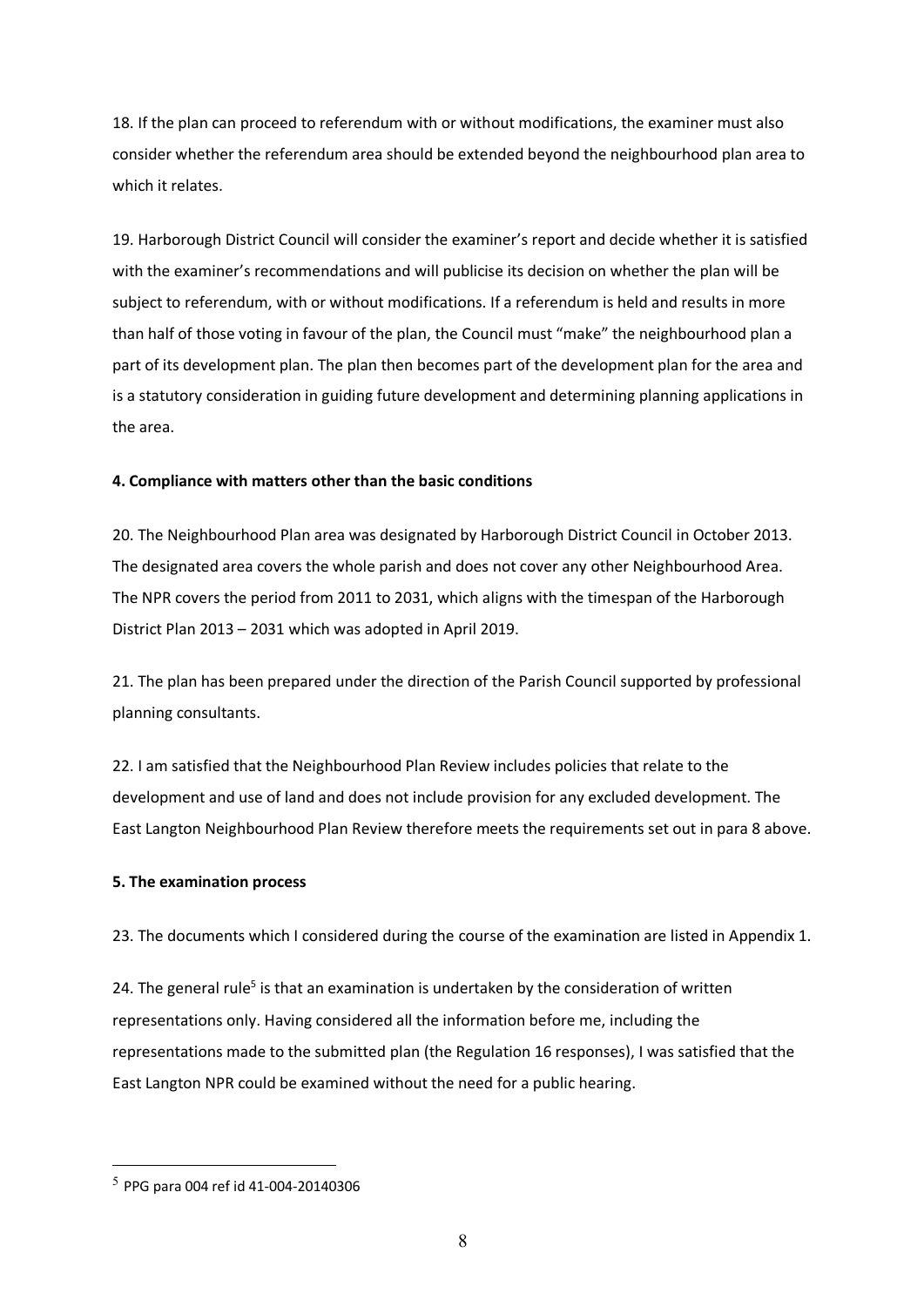18. If the plan can proceed to referendum with or without modifications, the examiner must also consider whether the referendum area should be extended beyond the neighbourhood plan area to which it relates.

19. Harborough District Council will consider the examiner's report and decide whether it is satisfied with the examiner's recommendations and will publicise its decision on whether the plan will be subject to referendum, with or without modifications. If a referendum is held and results in more than half of those voting in favour of the plan, the Council must "make" the neighbourhood plan a part of its development plan. The plan then becomes part of the development plan for the area and is a statutory consideration in guiding future development and determining planning applications in the area.

**4. Compliance with matters other than the basic conditions**

20. The Neighbourhood Plan area was designated by Harborough District Council in October 2013. The designated area covers the whole parish and does not cover any other Neighbourhood Area. The NPR covers the period from 2011 to 2031, which aligns with the timespan of the Harborough District Plan 2013 – 2031 which was adopted in April 2019.

21. The plan has been prepared under the direction of the Parish Council supported by professional planning consultants.

22. I am satisfied that the Neighbourhood Plan Review includes policies that relate to the development and use of land and does not include provision for any excluded development. The East Langton Neighbourhood Plan Review therefore meets the requirements set out in para 8 above.

**5. The examination process**

23. The documents which I considered during the course of the examination are listed in Appendix 1.

24. The general rule[5] is that an examination is undertaken by the consideration of written representations only. Having considered all the information before me, including the representations made to the submitted plan (the Regulation 16 responses), I was satisfied that the East Langton NPR could be examined without the need for a public hearing.

---

[5] PPG para 004 ref id 41-004-20140306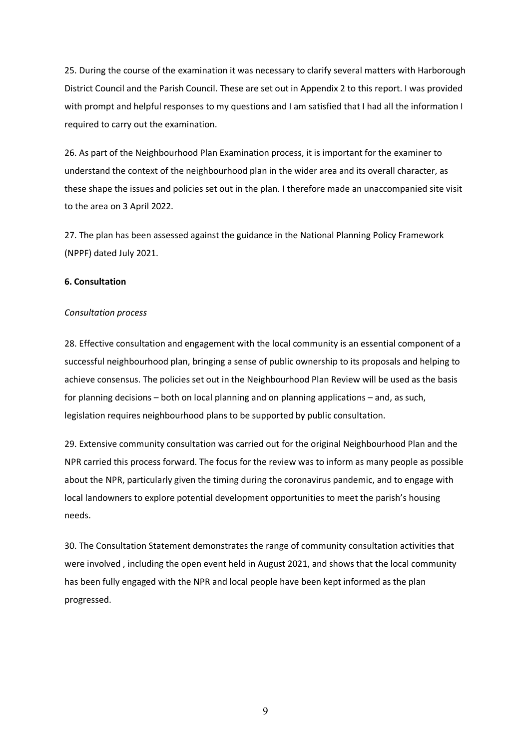25. During the course of the examination it was necessary to clarify several matters with Harborough District Council and the Parish Council. These are set out in Appendix 2 to this report. I was provided with prompt and helpful responses to my questions and I am satisfied that I had all the information I required to carry out the examination.

26. As part of the Neighbourhood Plan Examination process, it is important for the examiner to understand the context of the neighbourhood plan in the wider area and its overall character, as these shape the issues and policies set out in the plan. I therefore made an unaccompanied site visit to the area on 3 April 2022.

27. The plan has been assessed against the guidance in the National Planning Policy Framework (NPPF) dated July 2021.

## 6. Consultation

*Consultation process*

28. Effective consultation and engagement with the local community is an essential component of a successful neighbourhood plan, bringing a sense of public ownership to its proposals and helping to achieve consensus. The policies set out in the Neighbourhood Plan Review will be used as the basis for planning decisions – both on local planning and on planning applications – and, as such, legislation requires neighbourhood plans to be supported by public consultation.

29. Extensive community consultation was carried out for the original Neighbourhood Plan and the NPR carried this process forward. The focus for the review was to inform as many people as possible about the NPR, particularly given the timing during the coronavirus pandemic, and to engage with local landowners to explore potential development opportunities to meet the parish's housing needs.

30. The Consultation Statement demonstrates the range of community consultation activities that were involved , including the open event held in August 2021, and shows that the local community has been fully engaged with the NPR and local people have been kept informed as the plan progressed.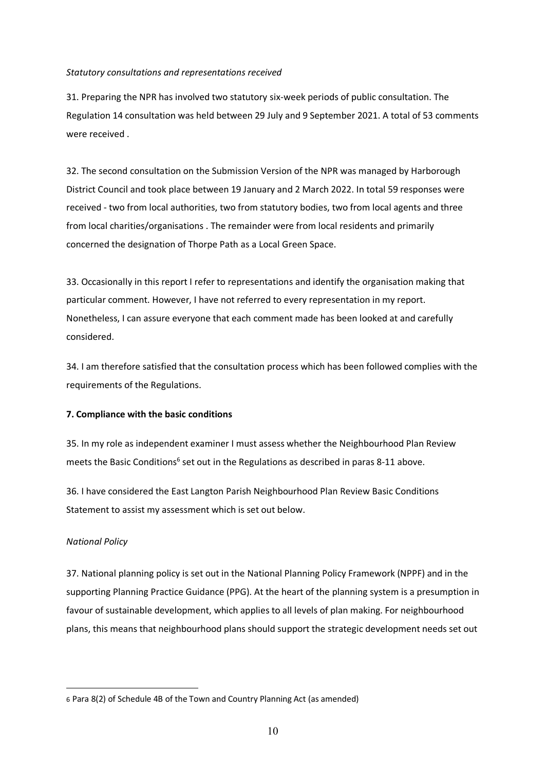*Statutory consultations and representations received*

31. Preparing the NPR has involved two statutory six-week periods of public consultation. The Regulation 14 consultation was held between 29 July and 9 September 2021. A total of 53 comments were received .

32. The second consultation on the Submission Version of the NPR was managed by Harborough District Council and took place between 19 January and 2 March 2022. In total 59 responses were received - two from local authorities, two from statutory bodies, two from local agents and three from local charities/organisations . The remainder were from local residents and primarily concerned the designation of Thorpe Path as a Local Green Space.

33. Occasionally in this report I refer to representations and identify the organisation making that particular comment. However, I have not referred to every representation in my report. Nonetheless, I can assure everyone that each comment made has been looked at and carefully considered.

34. I am therefore satisfied that the consultation process which has been followed complies with the requirements of the Regulations.

## 7. Compliance with the basic conditions

35. In my role as independent examiner I must assess whether the Neighbourhood Plan Review meets the Basic Conditions[6] set out in the Regulations as described in paras 8-11 above.

36. I have considered the East Langton Parish Neighbourhood Plan Review Basic Conditions Statement to assist my assessment which is set out below.

*National Policy*

37. National planning policy is set out in the National Planning Policy Framework (NPPF) and in the supporting Planning Practice Guidance (PPG). At the heart of the planning system is a presumption in favour of sustainable development, which applies to all levels of plan making. For neighbourhood plans, this means that neighbourhood plans should support the strategic development needs set out

---

[6] Para 8(2) of Schedule 4B of the Town and Country Planning Act (as amended)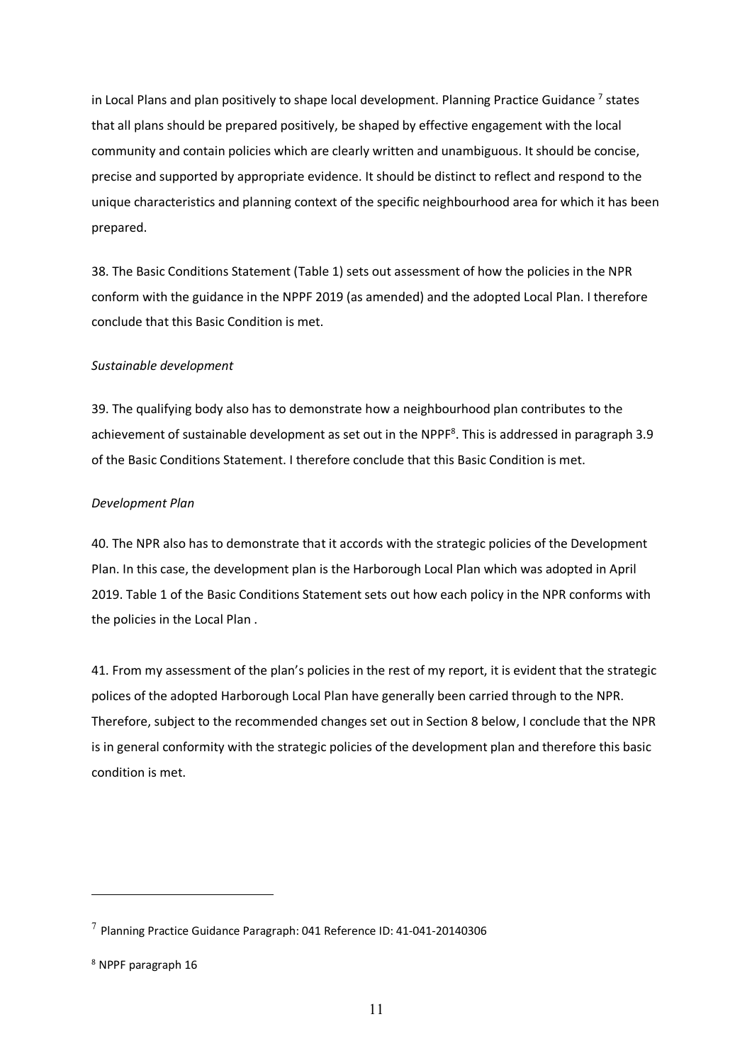in Local Plans and plan positively to shape local development. Planning Practice Guidance [7] states that all plans should be prepared positively, be shaped by effective engagement with the local community and contain policies which are clearly written and unambiguous. It should be concise, precise and supported by appropriate evidence. It should be distinct to reflect and respond to the unique characteristics and planning context of the specific neighbourhood area for which it has been prepared.

38. The Basic Conditions Statement (Table 1) sets out assessment of how the policies in the NPR conform with the guidance in the NPPF 2019 (as amended) and the adopted Local Plan. I therefore conclude that this Basic Condition is met.

*Sustainable development*

39. The qualifying body also has to demonstrate how a neighbourhood plan contributes to the achievement of sustainable development as set out in the NPPF[8]. This is addressed in paragraph 3.9 of the Basic Conditions Statement. I therefore conclude that this Basic Condition is met.

*Development Plan*

40. The NPR also has to demonstrate that it accords with the strategic policies of the Development Plan. In this case, the development plan is the Harborough Local Plan which was adopted in April 2019. Table 1 of the Basic Conditions Statement sets out how each policy in the NPR conforms with the policies in the Local Plan .

41. From my assessment of the plan's policies in the rest of my report, it is evident that the strategic polices of the adopted Harborough Local Plan have generally been carried through to the NPR. Therefore, subject to the recommended changes set out in Section 8 below, I conclude that the NPR is in general conformity with the strategic policies of the development plan and therefore this basic condition is met.

---

[7] Planning Practice Guidance Paragraph: 041 Reference ID: 41-041-20140306

[8] NPPF paragraph 16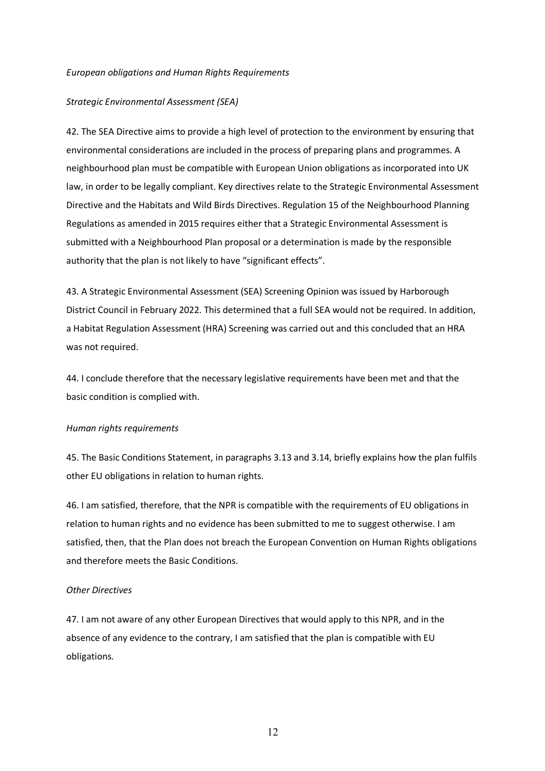*European obligations and Human Rights Requirements*

*Strategic Environmental Assessment (SEA)*

42. The SEA Directive aims to provide a high level of protection to the environment by ensuring that environmental considerations are included in the process of preparing plans and programmes. A neighbourhood plan must be compatible with European Union obligations as incorporated into UK law, in order to be legally compliant. Key directives relate to the Strategic Environmental Assessment Directive and the Habitats and Wild Birds Directives. Regulation 15 of the Neighbourhood Planning Regulations as amended in 2015 requires either that a Strategic Environmental Assessment is submitted with a Neighbourhood Plan proposal or a determination is made by the responsible authority that the plan is not likely to have "significant effects".

43. A Strategic Environmental Assessment (SEA) Screening Opinion was issued by Harborough District Council in February 2022. This determined that a full SEA would not be required. In addition, a Habitat Regulation Assessment (HRA) Screening was carried out and this concluded that an HRA was not required.

44. I conclude therefore that the necessary legislative requirements have been met and that the basic condition is complied with.

*Human rights requirements*

45. The Basic Conditions Statement, in paragraphs 3.13 and 3.14, briefly explains how the plan fulfils other EU obligations in relation to human rights.

46. I am satisfied, therefore, that the NPR is compatible with the requirements of EU obligations in relation to human rights and no evidence has been submitted to me to suggest otherwise. I am satisfied, then, that the Plan does not breach the European Convention on Human Rights obligations and therefore meets the Basic Conditions.

*Other Directives*

47. I am not aware of any other European Directives that would apply to this NPR, and in the absence of any evidence to the contrary, I am satisfied that the plan is compatible with EU obligations.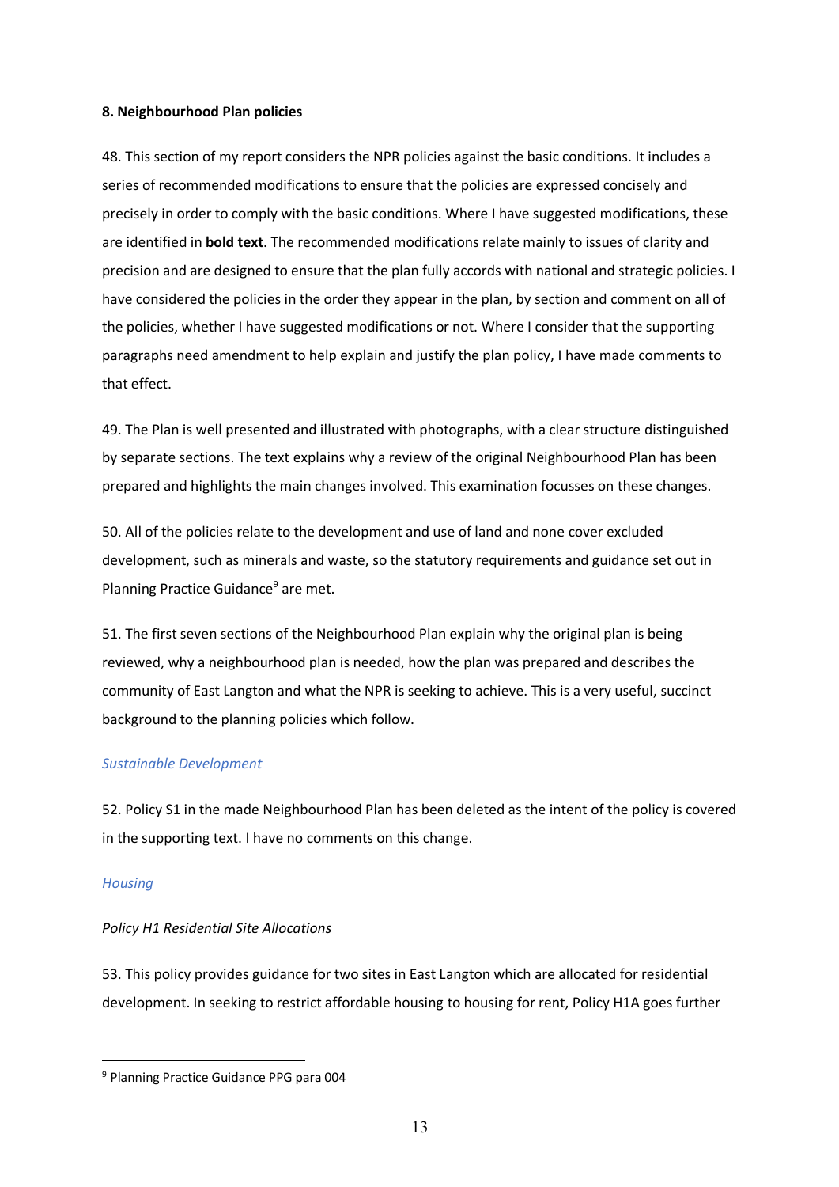## 8. Neighbourhood Plan policies

48. This section of my report considers the NPR policies against the basic conditions. It includes a series of recommended modifications to ensure that the policies are expressed concisely and precisely in order to comply with the basic conditions. Where I have suggested modifications, these are identified in **bold text**. The recommended modifications relate mainly to issues of clarity and precision and are designed to ensure that the plan fully accords with national and strategic policies. I have considered the policies in the order they appear in the plan, by section and comment on all of the policies, whether I have suggested modifications or not. Where I consider that the supporting paragraphs need amendment to help explain and justify the plan policy, I have made comments to that effect.

49. The Plan is well presented and illustrated with photographs, with a clear structure distinguished by separate sections. The text explains why a review of the original Neighbourhood Plan has been prepared and highlights the main changes involved. This examination focusses on these changes.

50. All of the policies relate to the development and use of land and none cover excluded development, such as minerals and waste, so the statutory requirements and guidance set out in Planning Practice Guidance[9] are met.

51. The first seven sections of the Neighbourhood Plan explain why the original plan is being reviewed, why a neighbourhood plan is needed, how the plan was prepared and describes the community of East Langton and what the NPR is seeking to achieve. This is a very useful, succinct background to the planning policies which follow.

### *Sustainable Development*

52. Policy S1 in the made Neighbourhood Plan has been deleted as the intent of the policy is covered in the supporting text. I have no comments on this change.

### *Housing*

*Policy H1 Residential Site Allocations*

53. This policy provides guidance for two sites in East Langton which are allocated for residential development. In seeking to restrict affordable housing to housing for rent, Policy H1A goes further

---

[9] Planning Practice Guidance PPG para 004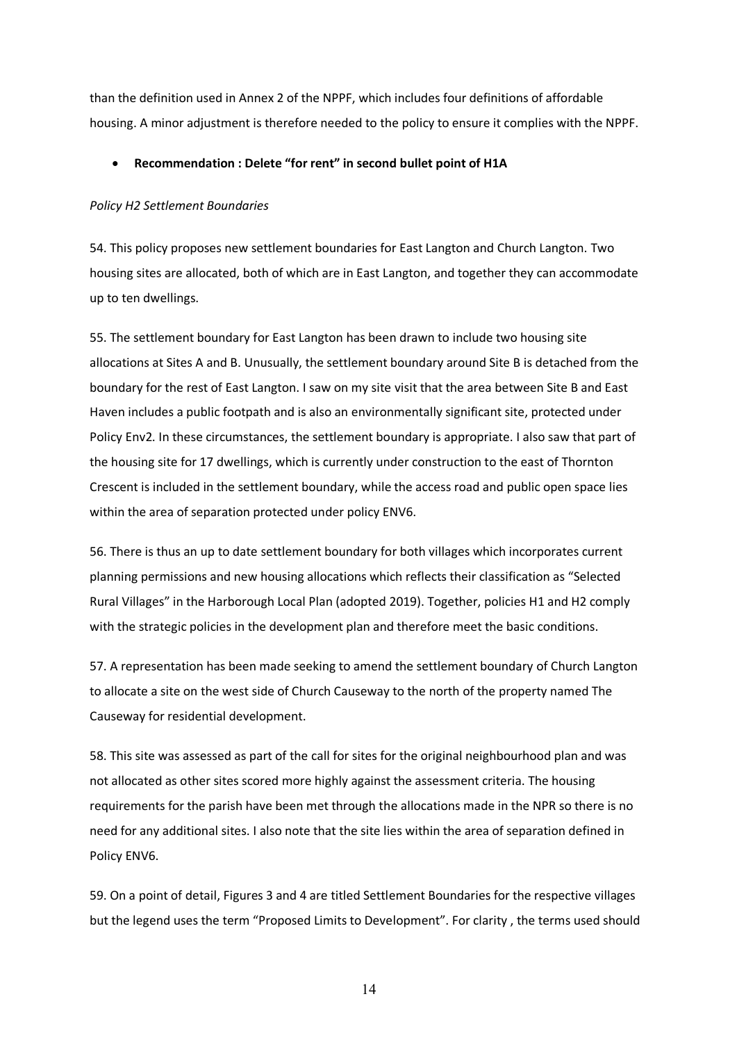than the definition used in Annex 2 of the NPPF, which includes four definitions of affordable housing. A minor adjustment is therefore needed to the policy to ensure it complies with the NPPF.

- **Recommendation : Delete "for rent" in second bullet point of H1A**

*Policy H2 Settlement Boundaries*

54. This policy proposes new settlement boundaries for East Langton and Church Langton. Two housing sites are allocated, both of which are in East Langton, and together they can accommodate up to ten dwellings.

55. The settlement boundary for East Langton has been drawn to include two housing site allocations at Sites A and B. Unusually, the settlement boundary around Site B is detached from the boundary for the rest of East Langton. I saw on my site visit that the area between Site B and East Haven includes a public footpath and is also an environmentally significant site, protected under Policy Env2. In these circumstances, the settlement boundary is appropriate. I also saw that part of the housing site for 17 dwellings, which is currently under construction to the east of Thornton Crescent is included in the settlement boundary, while the access road and public open space lies within the area of separation protected under policy ENV6.

56. There is thus an up to date settlement boundary for both villages which incorporates current planning permissions and new housing allocations which reflects their classification as "Selected Rural Villages" in the Harborough Local Plan (adopted 2019). Together, policies H1 and H2 comply with the strategic policies in the development plan and therefore meet the basic conditions.

57. A representation has been made seeking to amend the settlement boundary of Church Langton to allocate a site on the west side of Church Causeway to the north of the property named The Causeway for residential development.

58. This site was assessed as part of the call for sites for the original neighbourhood plan and was not allocated as other sites scored more highly against the assessment criteria. The housing requirements for the parish have been met through the allocations made in the NPR so there is no need for any additional sites. I also note that the site lies within the area of separation defined in Policy ENV6.

59. On a point of detail, Figures 3 and 4 are titled Settlement Boundaries for the respective villages but the legend uses the term "Proposed Limits to Development". For clarity , the terms used should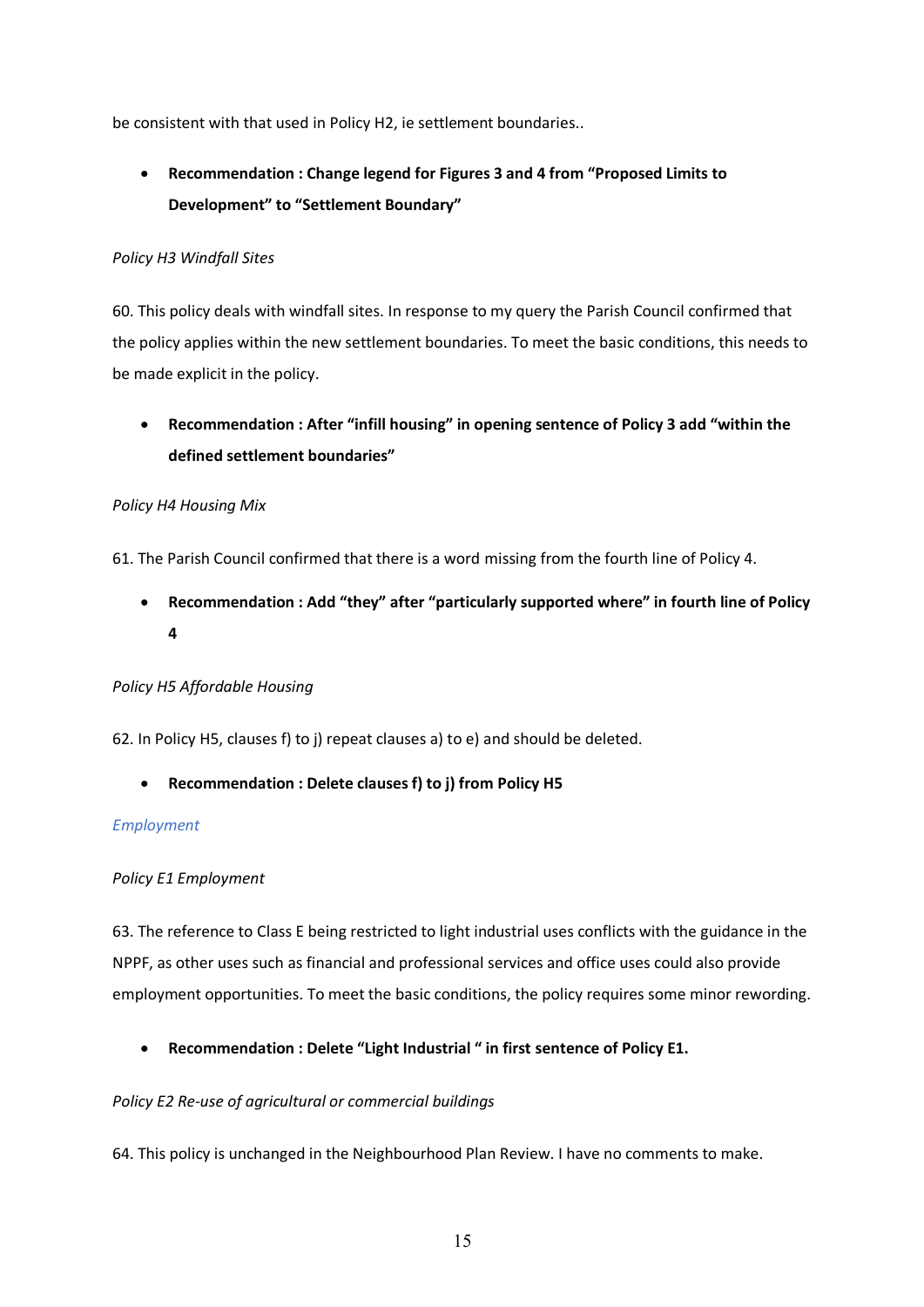be consistent with that used in Policy H2, ie settlement boundaries..

- **Recommendation : Change legend for Figures 3 and 4 from "Proposed Limits to Development" to "Settlement Boundary"**

*Policy H3 Windfall Sites*

60. This policy deals with windfall sites. In response to my query the Parish Council confirmed that the policy applies within the new settlement boundaries. To meet the basic conditions, this needs to be made explicit in the policy.

- **Recommendation : After "infill housing" in opening sentence of Policy 3 add "within the defined settlement boundaries"**

*Policy H4 Housing Mix*

61. The Parish Council confirmed that there is a word missing from the fourth line of Policy 4.

- **Recommendation : Add "they" after "particularly supported where" in fourth line of Policy 4**

*Policy H5 Affordable Housing*

62. In Policy H5, clauses f) to j) repeat clauses a) to e) and should be deleted.

- **Recommendation : Delete clauses f) to j) from Policy H5**

### *Employment*

*Policy E1 Employment*

63. The reference to Class E being restricted to light industrial uses conflicts with the guidance in the NPPF, as other uses such as financial and professional services and office uses could also provide employment opportunities. To meet the basic conditions, the policy requires some minor rewording.

- **Recommendation : Delete "Light Industrial " in first sentence of Policy E1.**

*Policy E2 Re-use of agricultural or commercial buildings*

64. This policy is unchanged in the Neighbourhood Plan Review. I have no comments to make.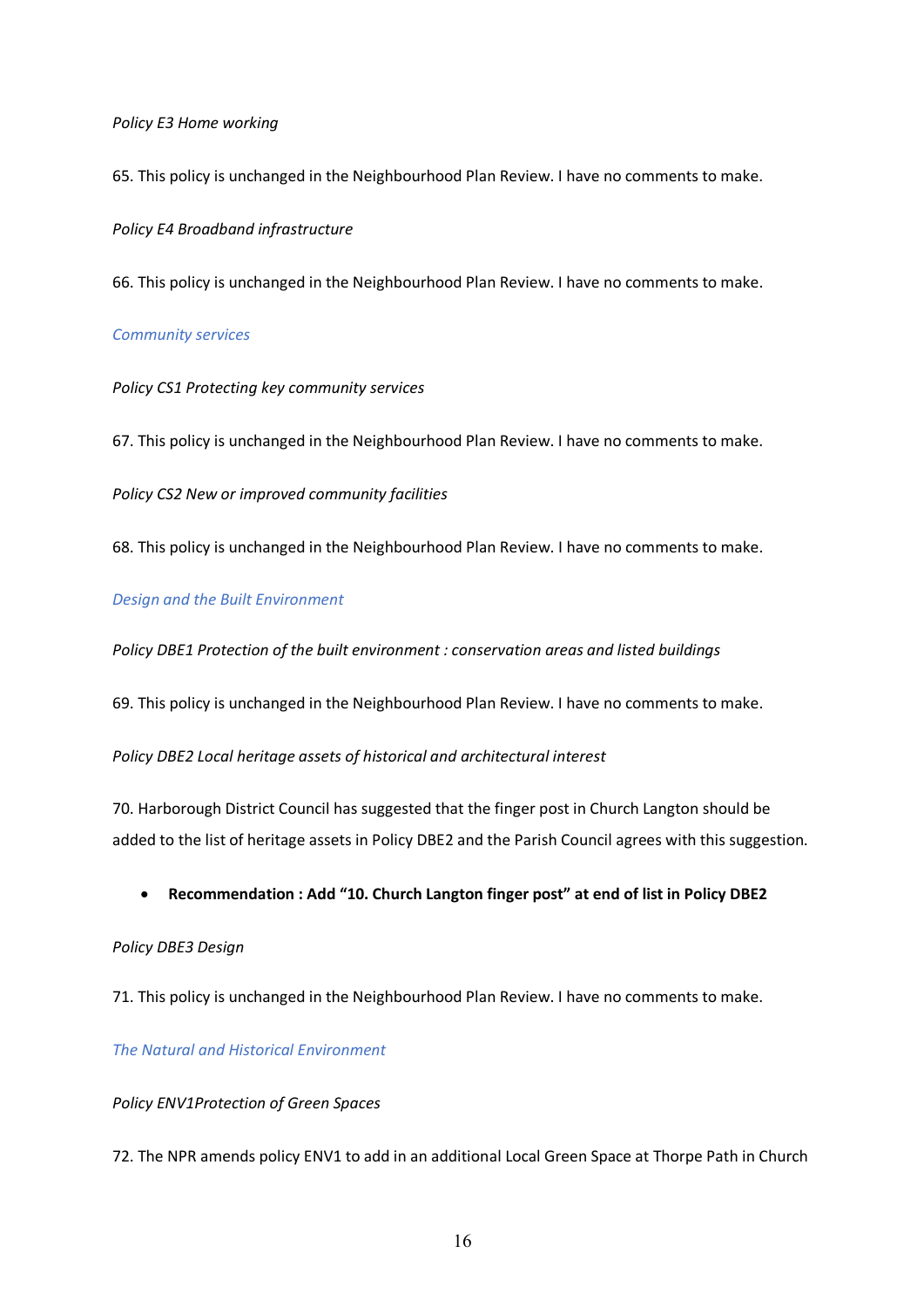*Policy E3 Home working*

65. This policy is unchanged in the Neighbourhood Plan Review. I have no comments to make.

*Policy E4 Broadband infrastructure*

66. This policy is unchanged in the Neighbourhood Plan Review. I have no comments to make.

### *Community services*

*Policy CS1 Protecting key community services*

67. This policy is unchanged in the Neighbourhood Plan Review. I have no comments to make.

*Policy CS2 New or improved community facilities*

68. This policy is unchanged in the Neighbourhood Plan Review. I have no comments to make.

### *Design and the Built Environment*

*Policy DBE1 Protection of the built environment : conservation areas and listed buildings*

69. This policy is unchanged in the Neighbourhood Plan Review. I have no comments to make.

*Policy DBE2 Local heritage assets of historical and architectural interest*

70. Harborough District Council has suggested that the finger post in Church Langton should be added to the list of heritage assets in Policy DBE2 and the Parish Council agrees with this suggestion.

- **Recommendation : Add "10. Church Langton finger post" at end of list in Policy DBE2**

*Policy DBE3 Design*

71. This policy is unchanged in the Neighbourhood Plan Review. I have no comments to make.

### *The Natural and Historical Environment*

*Policy ENV1Protection of Green Spaces*

72. The NPR amends policy ENV1 to add in an additional Local Green Space at Thorpe Path in Church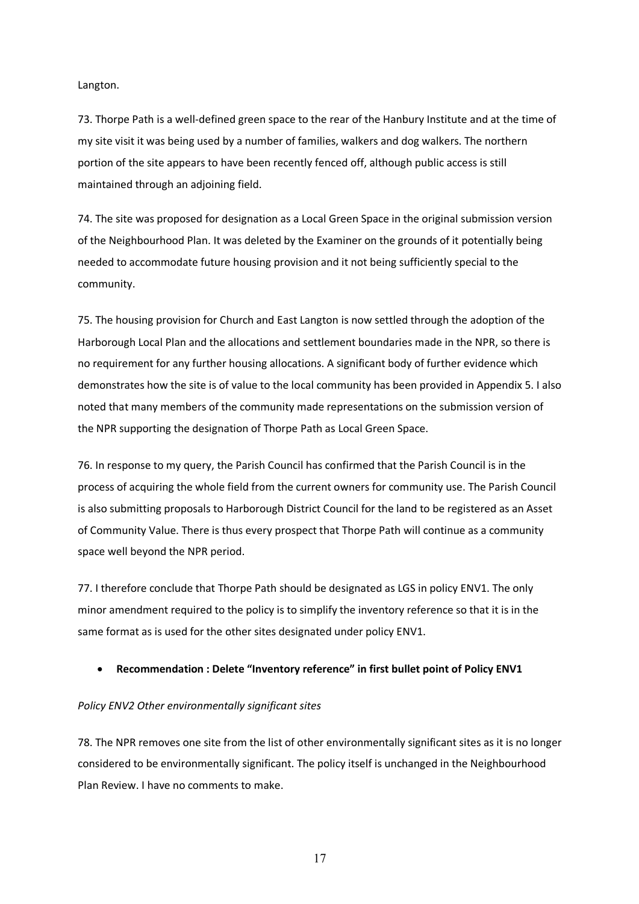Langton.

73. Thorpe Path is a well-defined green space to the rear of the Hanbury Institute and at the time of my site visit it was being used by a number of families, walkers and dog walkers. The northern portion of the site appears to have been recently fenced off, although public access is still maintained through an adjoining field.

74. The site was proposed for designation as a Local Green Space in the original submission version of the Neighbourhood Plan. It was deleted by the Examiner on the grounds of it potentially being needed to accommodate future housing provision and it not being sufficiently special to the community.

75. The housing provision for Church and East Langton is now settled through the adoption of the Harborough Local Plan and the allocations and settlement boundaries made in the NPR, so there is no requirement for any further housing allocations. A significant body of further evidence which demonstrates how the site is of value to the local community has been provided in Appendix 5. I also noted that many members of the community made representations on the submission version of the NPR supporting the designation of Thorpe Path as Local Green Space.

76. In response to my query, the Parish Council has confirmed that the Parish Council is in the process of acquiring the whole field from the current owners for community use. The Parish Council is also submitting proposals to Harborough District Council for the land to be registered as an Asset of Community Value. There is thus every prospect that Thorpe Path will continue as a community space well beyond the NPR period.

77. I therefore conclude that Thorpe Path should be designated as LGS in policy ENV1. The only minor amendment required to the policy is to simplify the inventory reference so that it is in the same format as is used for the other sites designated under policy ENV1.

- **Recommendation : Delete "Inventory reference" in first bullet point of Policy ENV1**

*Policy ENV2 Other environmentally significant sites*

78. The NPR removes one site from the list of other environmentally significant sites as it is no longer considered to be environmentally significant. The policy itself is unchanged in the Neighbourhood Plan Review. I have no comments to make.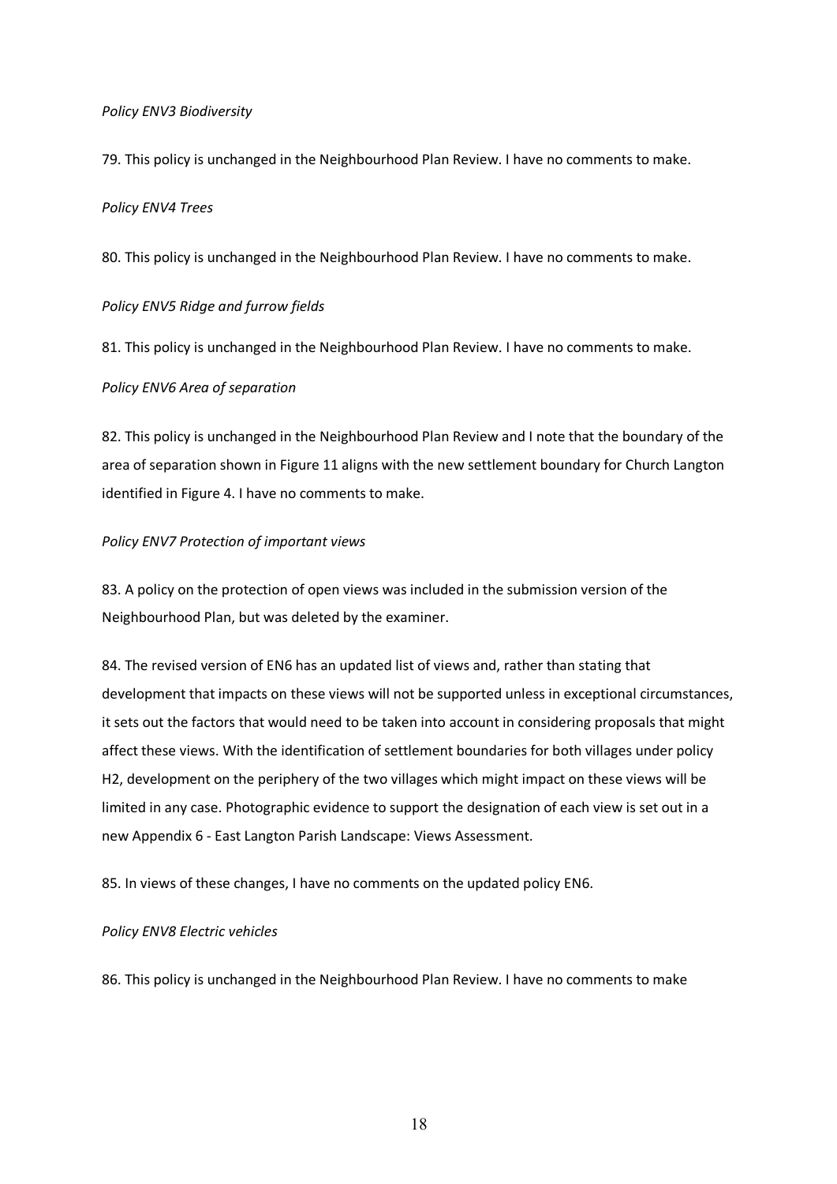*Policy ENV3 Biodiversity*

79. This policy is unchanged in the Neighbourhood Plan Review. I have no comments to make.

*Policy ENV4 Trees*

80. This policy is unchanged in the Neighbourhood Plan Review. I have no comments to make.

*Policy ENV5 Ridge and furrow fields*

81. This policy is unchanged in the Neighbourhood Plan Review. I have no comments to make.

*Policy ENV6 Area of separation*

82. This policy is unchanged in the Neighbourhood Plan Review and I note that the boundary of the area of separation shown in Figure 11 aligns with the new settlement boundary for Church Langton identified in Figure 4. I have no comments to make.

*Policy ENV7 Protection of important views*

83. A policy on the protection of open views was included in the submission version of the Neighbourhood Plan, but was deleted by the examiner.

84. The revised version of EN6 has an updated list of views and, rather than stating that development that impacts on these views will not be supported unless in exceptional circumstances, it sets out the factors that would need to be taken into account in considering proposals that might affect these views. With the identification of settlement boundaries for both villages under policy H2, development on the periphery of the two villages which might impact on these views will be limited in any case. Photographic evidence to support the designation of each view is set out in a new Appendix 6 - East Langton Parish Landscape: Views Assessment.

85. In views of these changes, I have no comments on the updated policy EN6.

*Policy ENV8 Electric vehicles*

86. This policy is unchanged in the Neighbourhood Plan Review. I have no comments to make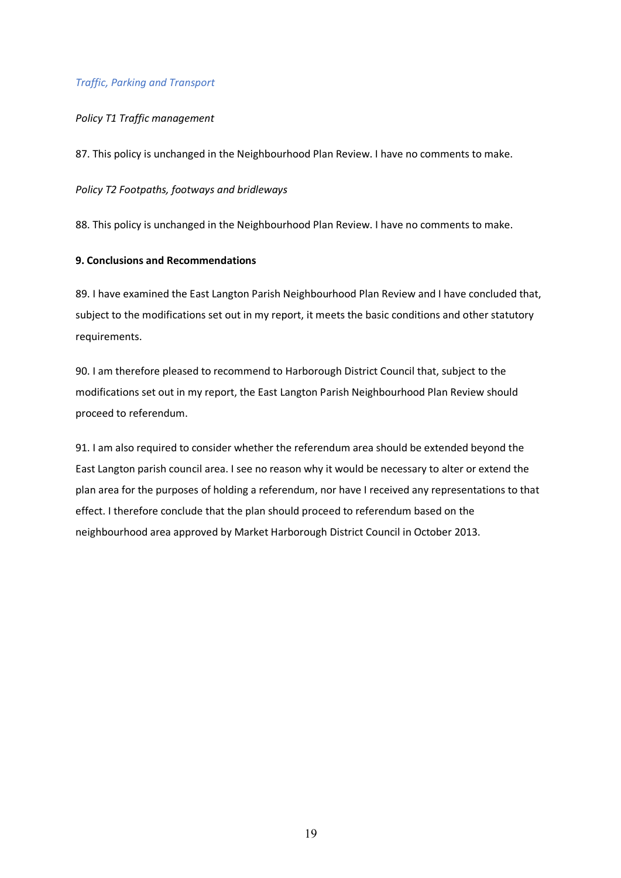*Traffic, Parking and Transport*

*Policy T1 Traffic management*

87. This policy is unchanged in the Neighbourhood Plan Review. I have no comments to make.

*Policy T2 Footpaths, footways and bridleways*

88. This policy is unchanged in the Neighbourhood Plan Review. I have no comments to make.

## 9. Conclusions and Recommendations

89. I have examined the East Langton Parish Neighbourhood Plan Review and I have concluded that, subject to the modifications set out in my report, it meets the basic conditions and other statutory requirements.

90. I am therefore pleased to recommend to Harborough District Council that, subject to the modifications set out in my report, the East Langton Parish Neighbourhood Plan Review should proceed to referendum.

91. I am also required to consider whether the referendum area should be extended beyond the East Langton parish council area. I see no reason why it would be necessary to alter or extend the plan area for the purposes of holding a referendum, nor have I received any representations to that effect. I therefore conclude that the plan should proceed to referendum based on the neighbourhood area approved by Market Harborough District Council in October 2013.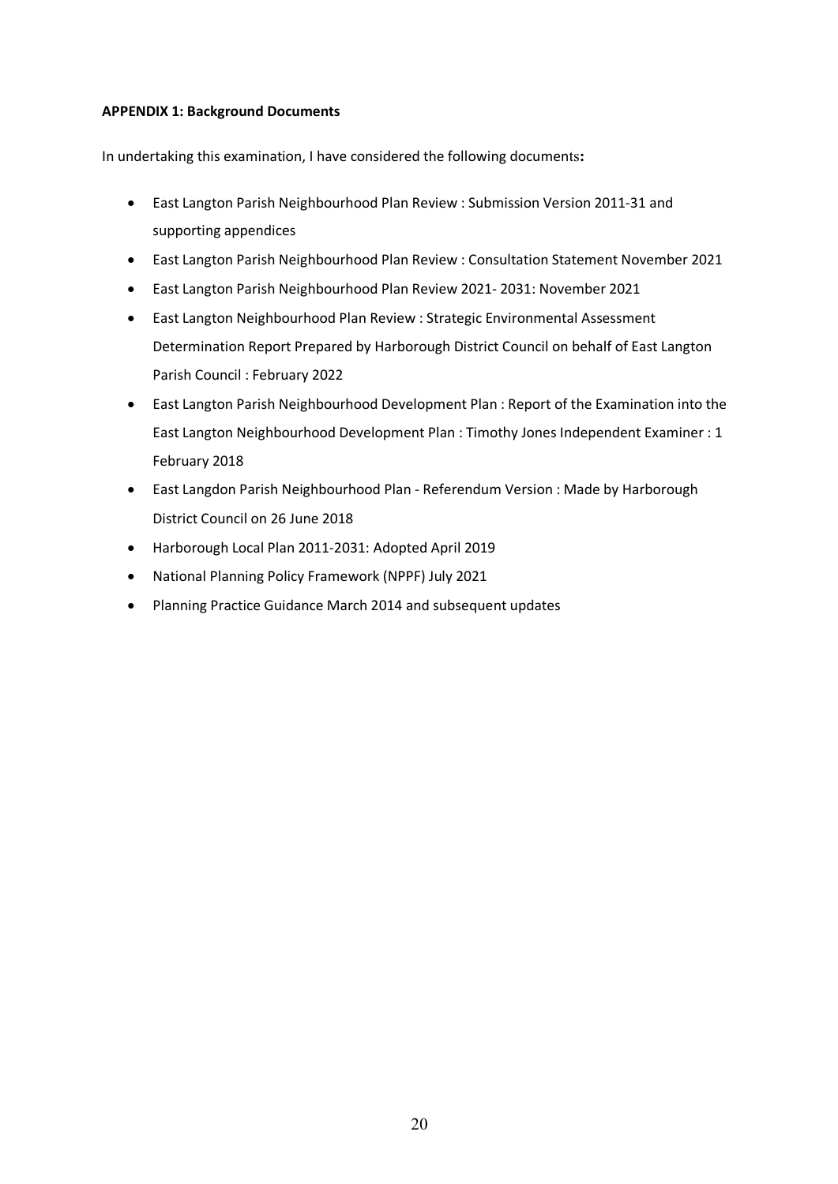**APPENDIX 1: Background Documents**

In undertaking this examination, I have considered the following documents**:**

- East Langton Parish Neighbourhood Plan Review : Submission Version 2011-31 and supporting appendices
- East Langton Parish Neighbourhood Plan Review : Consultation Statement November 2021
- East Langton Parish Neighbourhood Plan Review 2021- 2031: November 2021
- East Langton Neighbourhood Plan Review : Strategic Environmental Assessment Determination Report Prepared by Harborough District Council on behalf of East Langton Parish Council : February 2022
- East Langton Parish Neighbourhood Development Plan : Report of the Examination into the East Langton Neighbourhood Development Plan : Timothy Jones Independent Examiner : 1 February 2018
- East Langdon Parish Neighbourhood Plan - Referendum Version : Made by Harborough District Council on 26 June 2018
- Harborough Local Plan 2011-2031: Adopted April 2019
- National Planning Policy Framework (NPPF) July 2021
- Planning Practice Guidance March 2014 and subsequent updates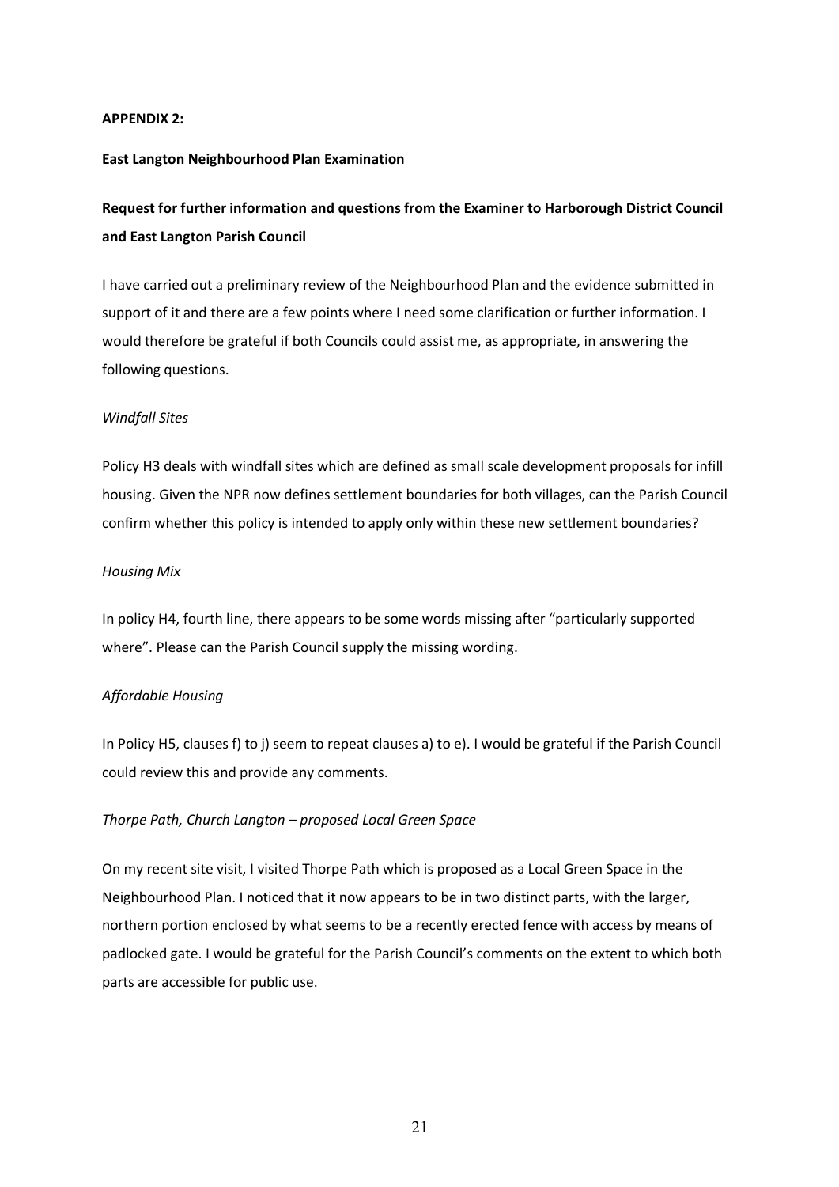**APPENDIX 2:**

**East Langton Neighbourhood Plan Examination**

## Request for further information and questions from the Examiner to Harborough District Council and East Langton Parish Council

I have carried out a preliminary review of the Neighbourhood Plan and the evidence submitted in support of it and there are a few points where I need some clarification or further information. I would therefore be grateful if both Councils could assist me, as appropriate, in answering the following questions.

*Windfall Sites*

Policy H3 deals with windfall sites which are defined as small scale development proposals for infill housing. Given the NPR now defines settlement boundaries for both villages, can the Parish Council confirm whether this policy is intended to apply only within these new settlement boundaries?

*Housing Mix*

In policy H4, fourth line, there appears to be some words missing after "particularly supported where". Please can the Parish Council supply the missing wording.

*Affordable Housing*

In Policy H5, clauses f) to j) seem to repeat clauses a) to e). I would be grateful if the Parish Council could review this and provide any comments.

*Thorpe Path, Church Langton – proposed Local Green Space*

On my recent site visit, I visited Thorpe Path which is proposed as a Local Green Space in the Neighbourhood Plan. I noticed that it now appears to be in two distinct parts, with the larger, northern portion enclosed by what seems to be a recently erected fence with access by means of padlocked gate. I would be grateful for the Parish Council's comments on the extent to which both parts are accessible for public use.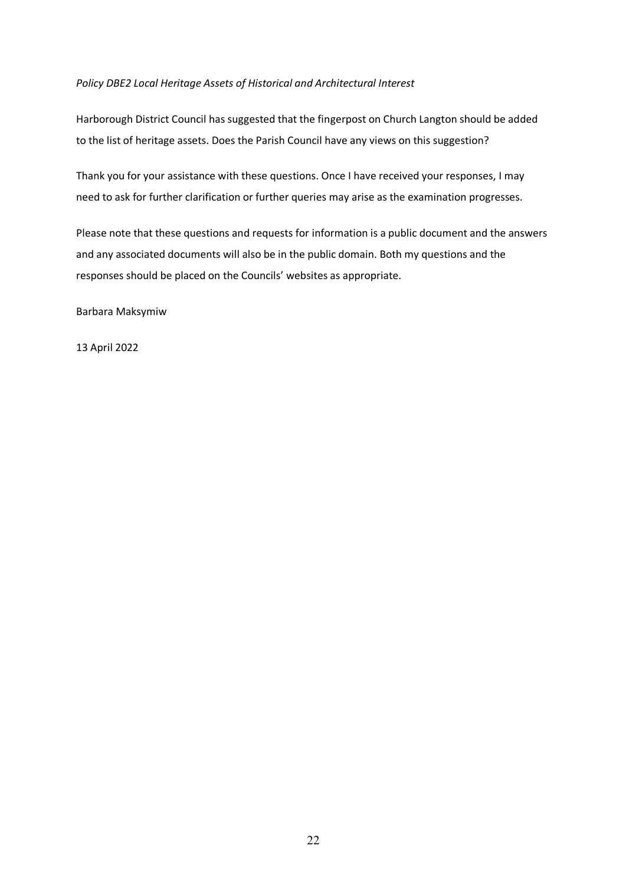*Policy DBE2 Local Heritage Assets of Historical and Architectural Interest*

Harborough District Council has suggested that the fingerpost on Church Langton should be added to the list of heritage assets. Does the Parish Council have any views on this suggestion?

Thank you for your assistance with these questions. Once I have received your responses, I may need to ask for further clarification or further queries may arise as the examination progresses.

Please note that these questions and requests for information is a public document and the answers and any associated documents will also be in the public domain. Both my questions and the responses should be placed on the Councils' websites as appropriate.

Barbara Maksymiw

13 April 2022